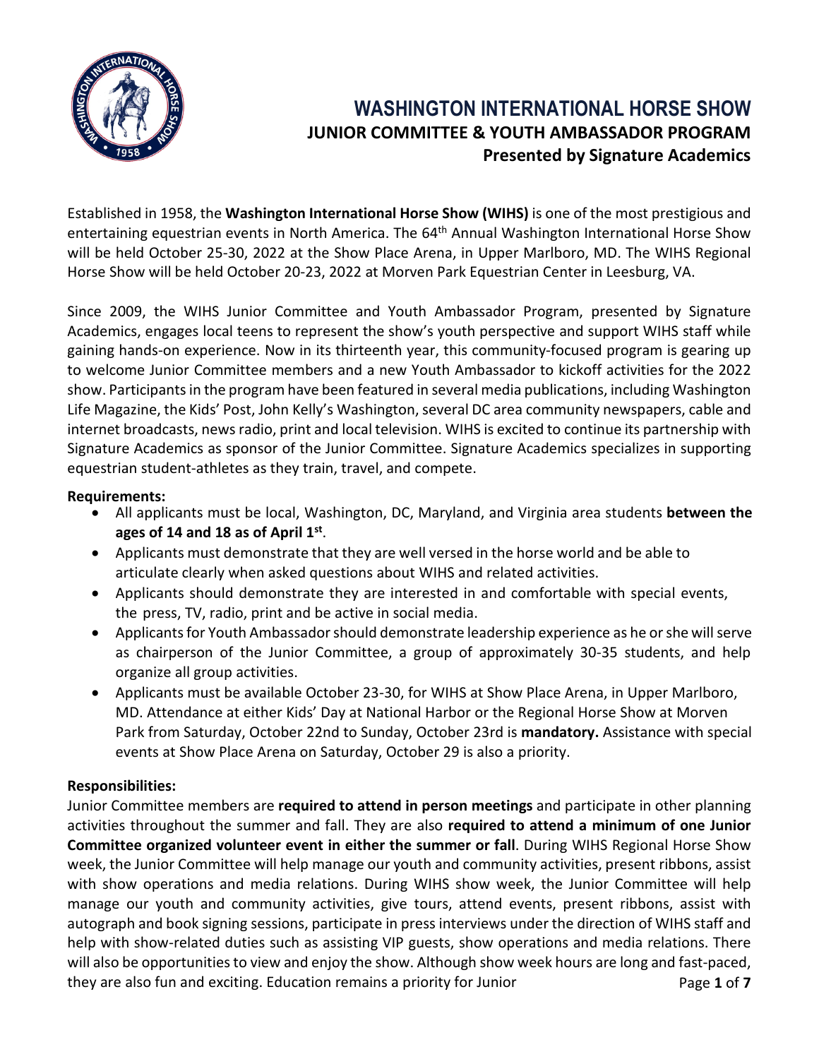# WASHINGTON INTERNATIONAL HORSE SHOW

## JUNIOR COMMITTEE & YOUTH AMBASSADOR PROGRAM

## Presented by Signature Academics

Established in 1958, the **Washington International Horse Show (WIHS)** is one of the most prestigious and entertaining equestrian events in North America. The 64th Annual Washington International Horse Show will be held October 25-30, 2022 at the Show Place Arena, in Upper Marlboro, MD. The WIHS Regional Horse Show will be held October 20-23, 2022 at Morven Park Equestrian Center in Leesburg, VA.

Since 2009, the WIHS Junior Committee and Youth Ambassador Program, presented by Signature Academics, engages local teens to represent the show's youth perspective and support WIHS staff while gaining hands-on experience. Now in its thirteenth year, this community-focused program is gearing up to welcome Junior Committee members and a new Youth Ambassador to kickoff activities for the 2022 show. Participants in the program have been featured in several media publications, including Washington Life Magazine, the Kids' Post, John Kelly's Washington, several DC area community newspapers, cable and internet broadcasts, news radio, print and local television. WIHS is excited to continue its partnership with Signature Academics as sponsor of the Junior Committee. Signature Academics specializes in supporting equestrian student-athletes as they train, travel, and compete.

**Requirements:**

- All applicants must be local, Washington, DC, Maryland, and Virginia area students **between the ages of 14 and 18 as of April 1st**.
- Applicants must demonstrate that they are well versed in the horse world and be able to articulate clearly when asked questions about WIHS and related activities.
- Applicants should demonstrate they are interested in and comfortable with special events, the press, TV, radio, print and be active in social media.
- Applicants for Youth Ambassador should demonstrate leadership experience as he or she will serve as chairperson of the Junior Committee, a group of approximately 30-35 students, and help organize all group activities.
- Applicants must be available October 23-30, for WIHS at Show Place Arena, in Upper Marlboro, MD. Attendance at either Kids' Day at National Harbor or the Regional Horse Show at Morven Park from Saturday, October 22nd to Sunday, October 23rd is **mandatory.** Assistance with special events at Show Place Arena on Saturday, October 29 is also a priority.

**Responsibilities:**

Junior Committee members are **required to attend in person meetings** and participate in other planning activities throughout the summer and fall. They are also **required to attend a minimum of one Junior Committee organized volunteer event in either the summer or fall**. During WIHS Regional Horse Show week, the Junior Committee will help manage our youth and community activities, present ribbons, assist with show operations and media relations. During WIHS show week, the Junior Committee will help manage our youth and community activities, give tours, attend events, present ribbons, assist with autograph and book signing sessions, participate in press interviews under the direction of WIHS staff and help with show-related duties such as assisting VIP guests, show operations and media relations. There will also be opportunities to view and enjoy the show. Although show week hours are long and fast-paced, they are also fun and exciting. Education remains a priority for Junior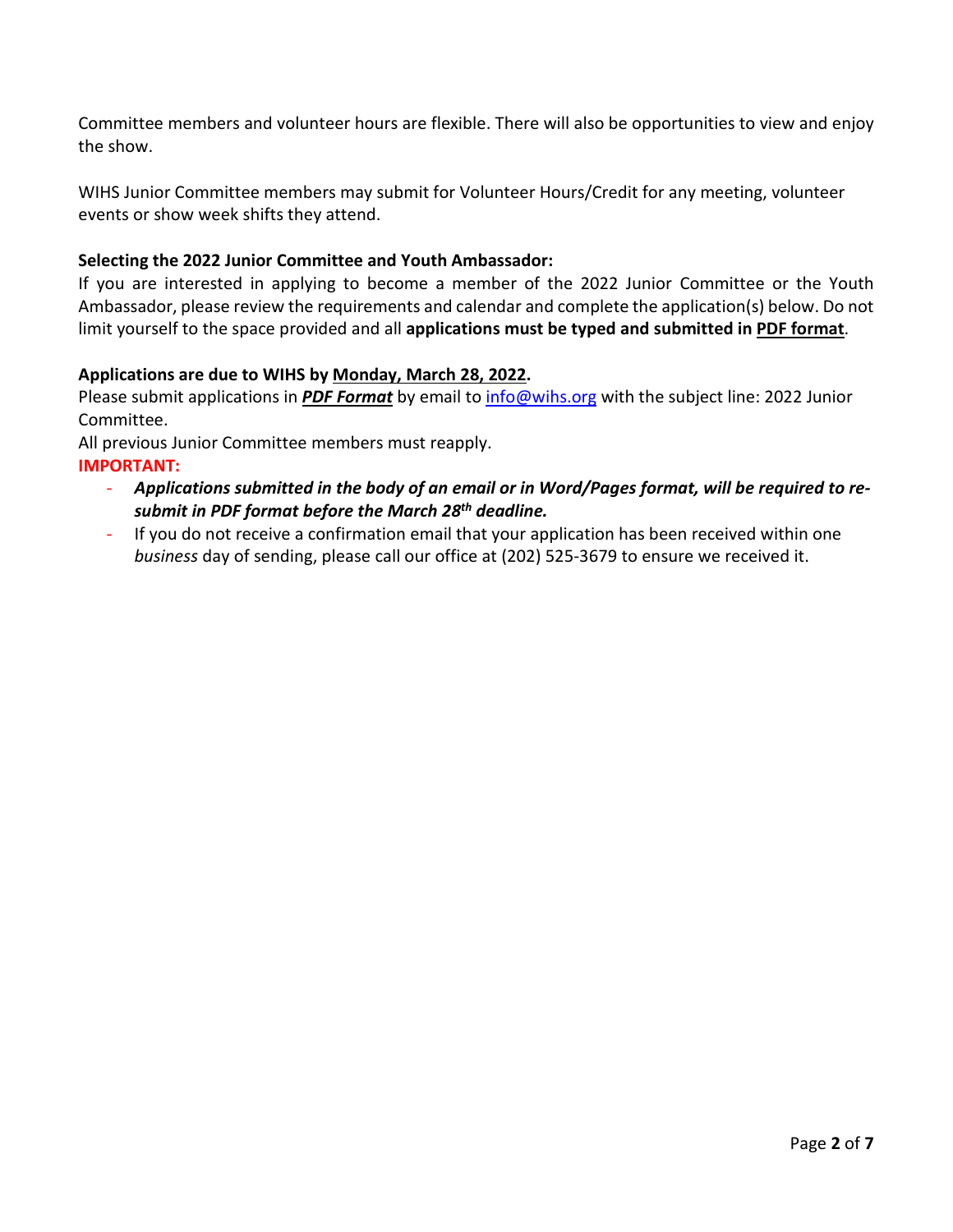Committee members and volunteer hours are flexible. There will also be opportunities to view and enjoy the show.

WIHS Junior Committee members may submit for Volunteer Hours/Credit for any meeting, volunteer events or show week shifts they attend.

**Selecting the 2022 Junior Committee and Youth Ambassador:**
If you are interested in applying to become a member of the 2022 Junior Committee or the Youth Ambassador, please review the requirements and calendar and complete the application(s) below. Do not limit yourself to the space provided and all **applications must be typed and submitted in PDF format**.

**Applications are due to WIHS by Monday, March 28, 2022.**
Please submit applications in ***PDF Format*** by email to info@wihs.org with the subject line: 2022 Junior Committee.
All previous Junior Committee members must reapply.
**IMPORTANT:**

- ***Applications submitted in the body of an email or in Word/Pages format, will be required to re-submit in PDF format before the March 28th deadline.***
- If you do not receive a confirmation email that your application has been received within one *business* day of sending, please call our office at (202) 525-3679 to ensure we received it.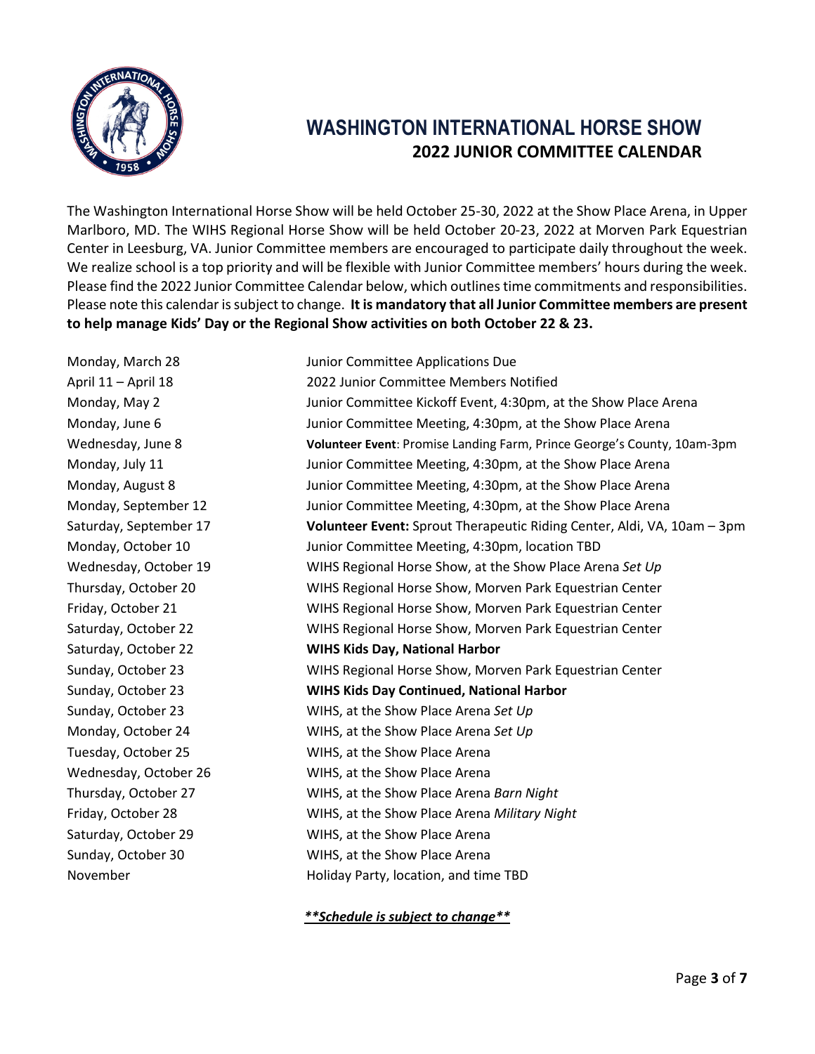# WASHINGTON INTERNATIONAL HORSE SHOW

## 2022 JUNIOR COMMITTEE CALENDAR

The Washington International Horse Show will be held October 25-30, 2022 at the Show Place Arena, in Upper Marlboro, MD. The WIHS Regional Horse Show will be held October 20-23, 2022 at Morven Park Equestrian Center in Leesburg, VA. Junior Committee members are encouraged to participate daily throughout the week. We realize school is a top priority and will be flexible with Junior Committee members' hours during the week. Please find the 2022 Junior Committee Calendar below, which outlines time commitments and responsibilities. Please note this calendar is subject to change. **It is mandatory that all Junior Committee members are present to help manage Kids' Day or the Regional Show activities on both October 22 & 23.**

| | |
|---|---|
| Monday, March 28 | Junior Committee Applications Due |
| April 11 – April 18 | 2022 Junior Committee Members Notified |
| Monday, May 2 | Junior Committee Kickoff Event, 4:30pm, at the Show Place Arena |
| Monday, June 6 | Junior Committee Meeting, 4:30pm, at the Show Place Arena |
| Wednesday, June 8 | **Volunteer Event**: Promise Landing Farm, Prince George's County, 10am-3pm |
| Monday, July 11 | Junior Committee Meeting, 4:30pm, at the Show Place Arena |
| Monday, August 8 | Junior Committee Meeting, 4:30pm, at the Show Place Arena |
| Monday, September 12 | Junior Committee Meeting, 4:30pm, at the Show Place Arena |
| Saturday, September 17 | **Volunteer Event:** Sprout Therapeutic Riding Center, Aldi, VA, 10am – 3pm |
| Monday, October 10 | Junior Committee Meeting, 4:30pm, location TBD |
| Wednesday, October 19 | WIHS Regional Horse Show, at the Show Place Arena *Set Up* |
| Thursday, October 20 | WIHS Regional Horse Show, Morven Park Equestrian Center |
| Friday, October 21 | WIHS Regional Horse Show, Morven Park Equestrian Center |
| Saturday, October 22 | WIHS Regional Horse Show, Morven Park Equestrian Center |
| Saturday, October 22 | **WIHS Kids Day, National Harbor** |
| Sunday, October 23 | WIHS Regional Horse Show, Morven Park Equestrian Center |
| Sunday, October 23 | **WIHS Kids Day Continued, National Harbor** |
| Sunday, October 23 | WIHS, at the Show Place Arena *Set Up* |
| Monday, October 24 | WIHS, at the Show Place Arena *Set Up* |
| Tuesday, October 25 | WIHS, at the Show Place Arena |
| Wednesday, October 26 | WIHS, at the Show Place Arena |
| Thursday, October 27 | WIHS, at the Show Place Arena *Barn Night* |
| Friday, October 28 | WIHS, at the Show Place Arena *Military Night* |
| Saturday, October 29 | WIHS, at the Show Place Arena |
| Sunday, October 30 | WIHS, at the Show Place Arena |
| November | Holiday Party, location, and time TBD |

***\*\*Schedule is subject to change\*\****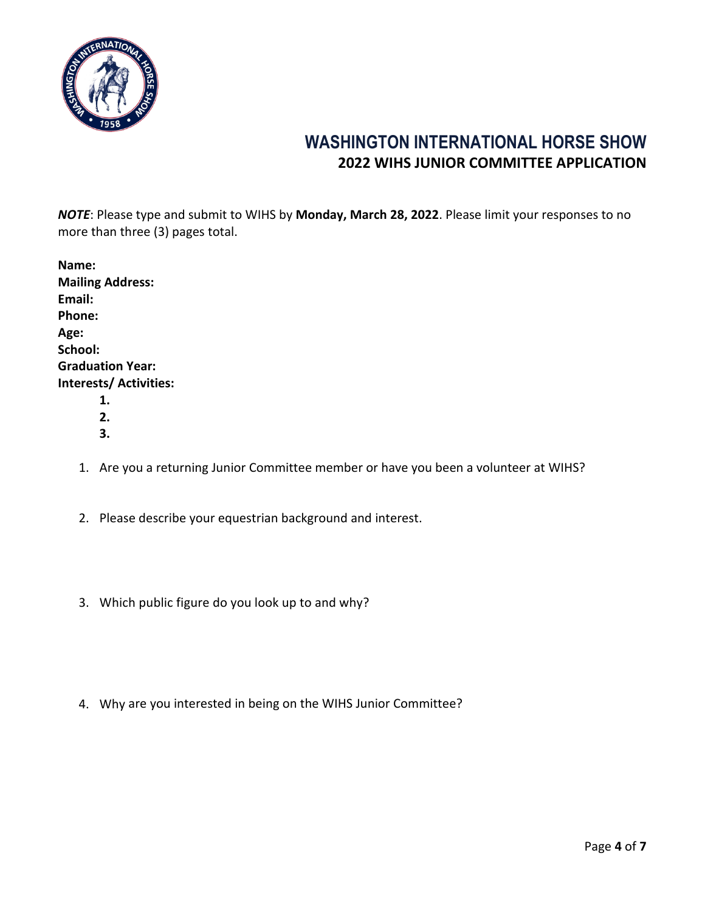# WASHINGTON INTERNATIONAL HORSE SHOW

## 2022 WIHS JUNIOR COMMITTEE APPLICATION

***NOTE***: Please type and submit to WIHS by **Monday, March 28, 2022**. Please limit your responses to no more than three (3) pages total.

**Name:**
**Mailing Address:**
**Email:**
**Phone:**
**Age:**
**School:**
**Graduation Year:**
**Interests/ Activities:**

**1.**
**2.**
**3.**

1. Are you a returning Junior Committee member or have you been a volunteer at WIHS?

2. Please describe your equestrian background and interest.

3. Which public figure do you look up to and why?

4. Why are you interested in being on the WIHS Junior Committee?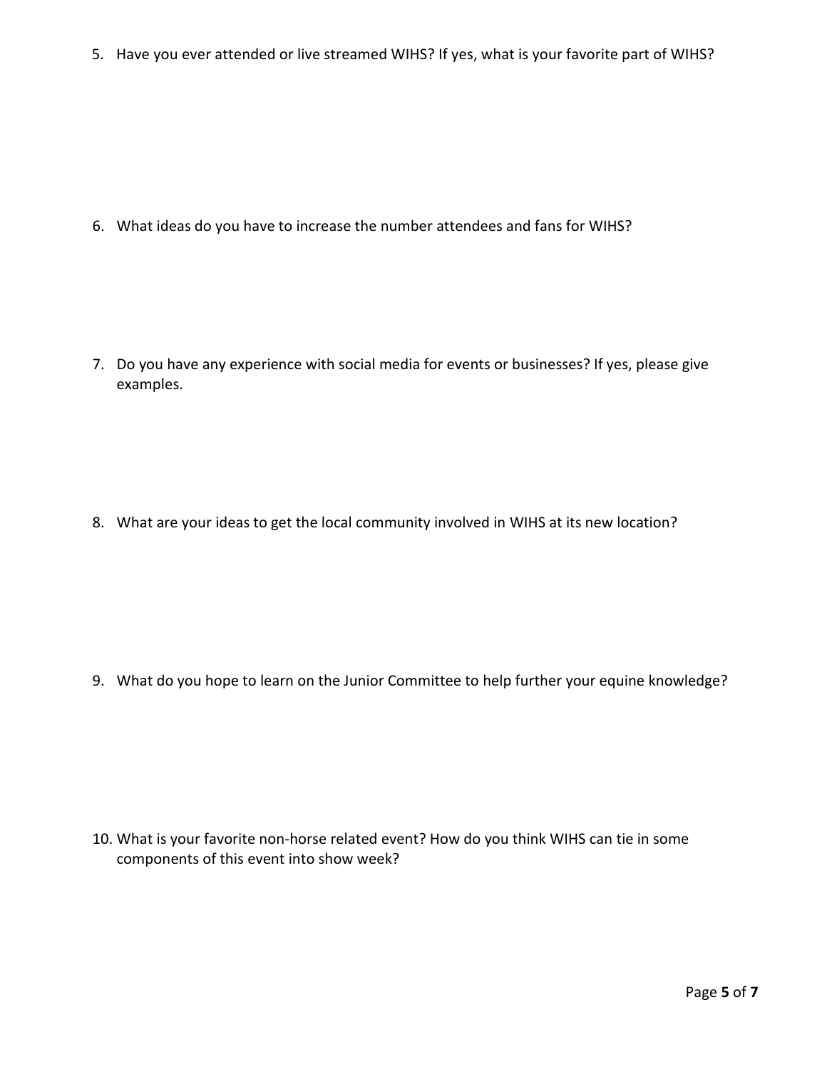5. Have you ever attended or live streamed WIHS? If yes, what is your favorite part of WIHS?

6. What ideas do you have to increase the number attendees and fans for WIHS?

7. Do you have any experience with social media for events or businesses? If yes, please give examples.

8. What are your ideas to get the local community involved in WIHS at its new location?

9. What do you hope to learn on the Junior Committee to help further your equine knowledge?

10. What is your favorite non-horse related event? How do you think WIHS can tie in some components of this event into show week?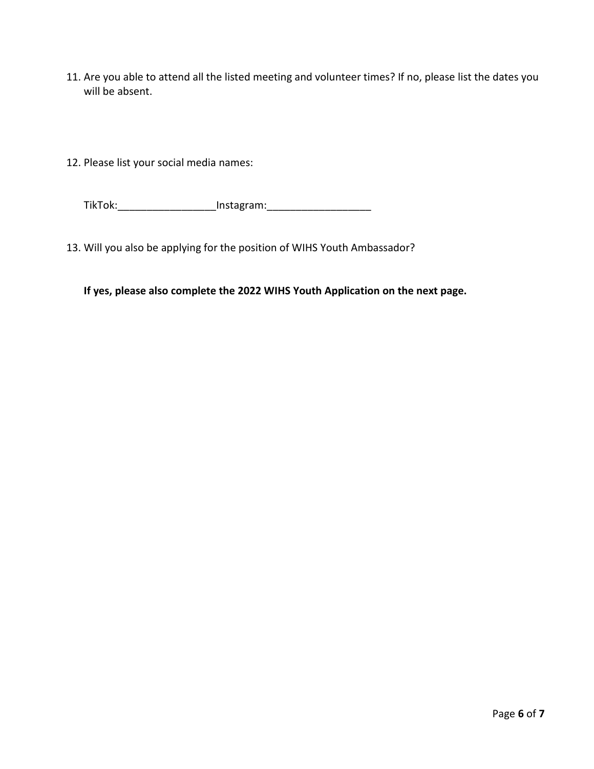11. Are you able to attend all the listed meeting and volunteer times? If no, please list the dates you will be absent.

12. Please list your social media names:

    TikTok:_________________Instagram:__________________

13. Will you also be applying for the position of WIHS Youth Ambassador?

    **If yes, please also complete the 2022 WIHS Youth Application on the next page.**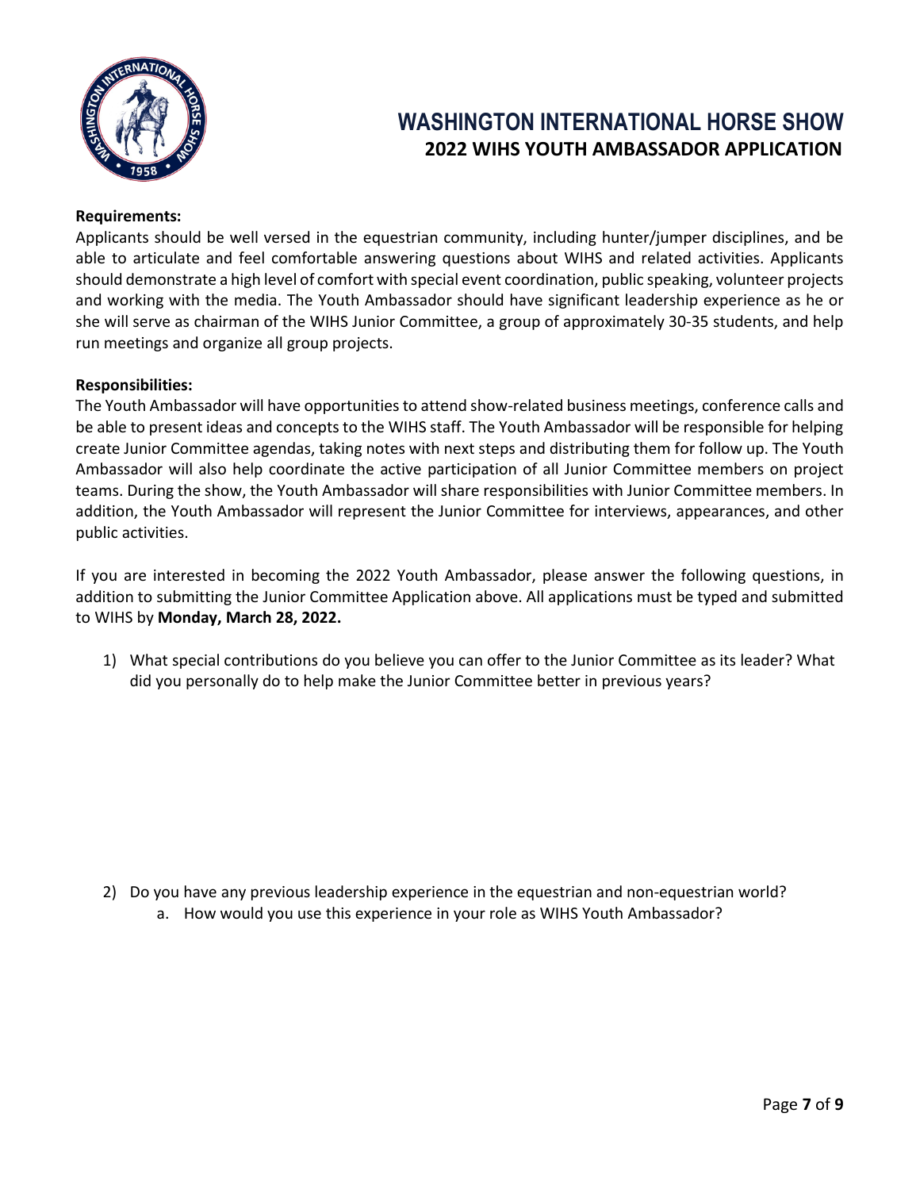# WASHINGTON INTERNATIONAL HORSE SHOW

## 2022 WIHS YOUTH AMBASSADOR APPLICATION

**Requirements:**

Applicants should be well versed in the equestrian community, including hunter/jumper disciplines, and be able to articulate and feel comfortable answering questions about WIHS and related activities. Applicants should demonstrate a high level of comfort with special event coordination, public speaking, volunteer projects and working with the media. The Youth Ambassador should have significant leadership experience as he or she will serve as chairman of the WIHS Junior Committee, a group of approximately 30-35 students, and help run meetings and organize all group projects.

**Responsibilities:**

The Youth Ambassador will have opportunities to attend show-related business meetings, conference calls and be able to present ideas and concepts to the WIHS staff. The Youth Ambassador will be responsible for helping create Junior Committee agendas, taking notes with next steps and distributing them for follow up. The Youth Ambassador will also help coordinate the active participation of all Junior Committee members on project teams. During the show, the Youth Ambassador will share responsibilities with Junior Committee members. In addition, the Youth Ambassador will represent the Junior Committee for interviews, appearances, and other public activities.

If you are interested in becoming the 2022 Youth Ambassador, please answer the following questions, in addition to submitting the Junior Committee Application above. All applications must be typed and submitted to WIHS by **Monday, March 28, 2022.**

1) What special contributions do you believe you can offer to the Junior Committee as its leader? What did you personally do to help make the Junior Committee better in previous years?

2) Do you have any previous leadership experience in the equestrian and non-equestrian world?
    a. How would you use this experience in your role as WIHS Youth Ambassador?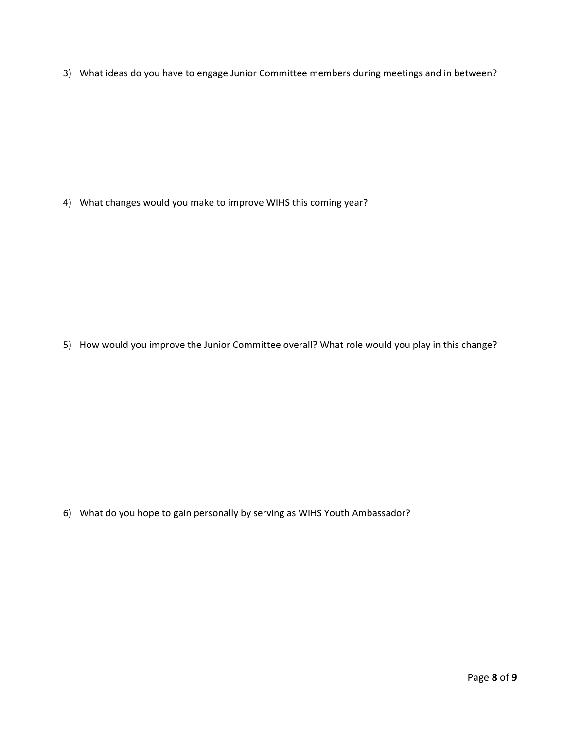3) What ideas do you have to engage Junior Committee members during meetings and in between?

4) What changes would you make to improve WIHS this coming year?

5) How would you improve the Junior Committee overall? What role would you play in this change?

6) What do you hope to gain personally by serving as WIHS Youth Ambassador?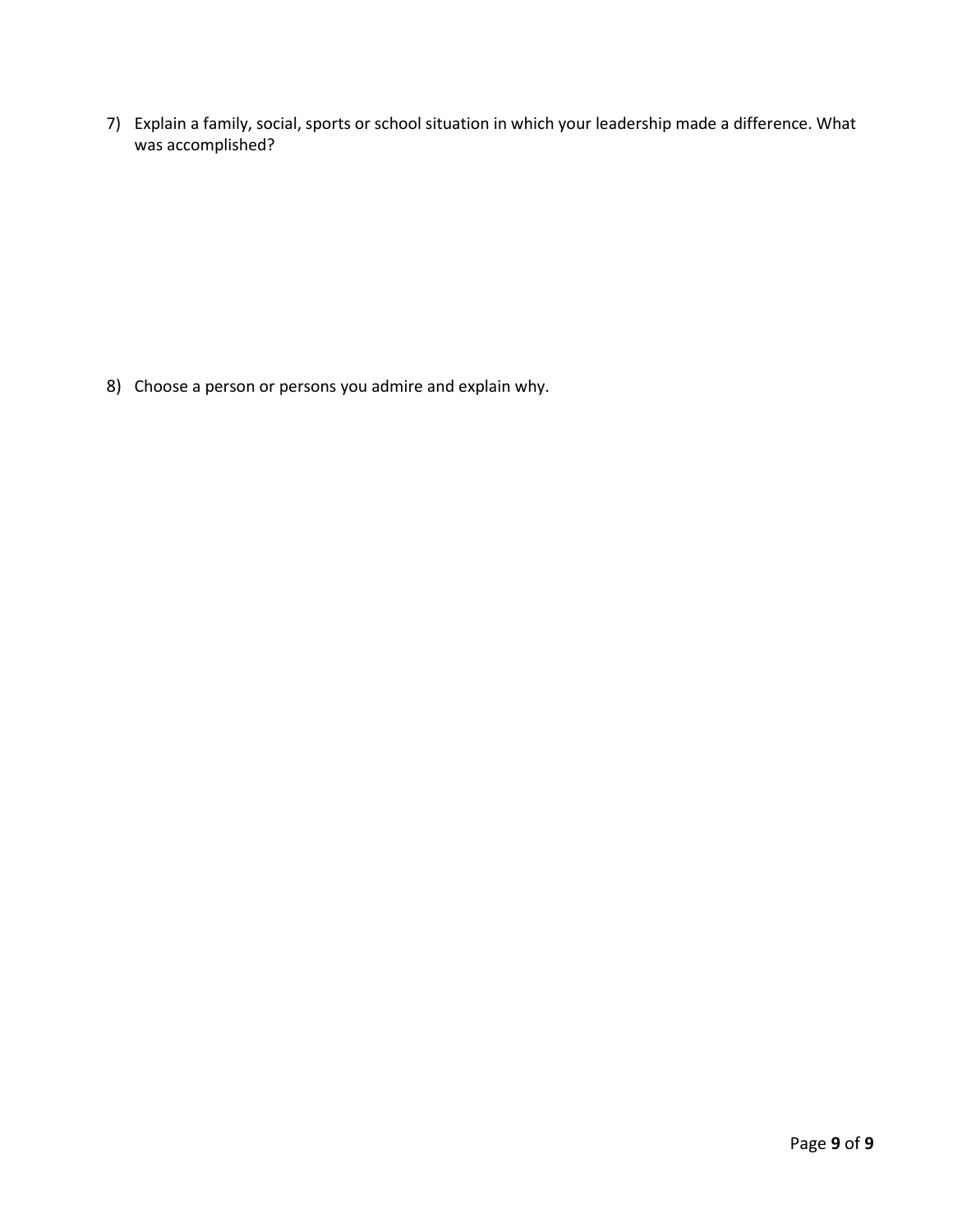7) Explain a family, social, sports or school situation in which your leadership made a difference. What was accomplished?

8) Choose a person or persons you admire and explain why.